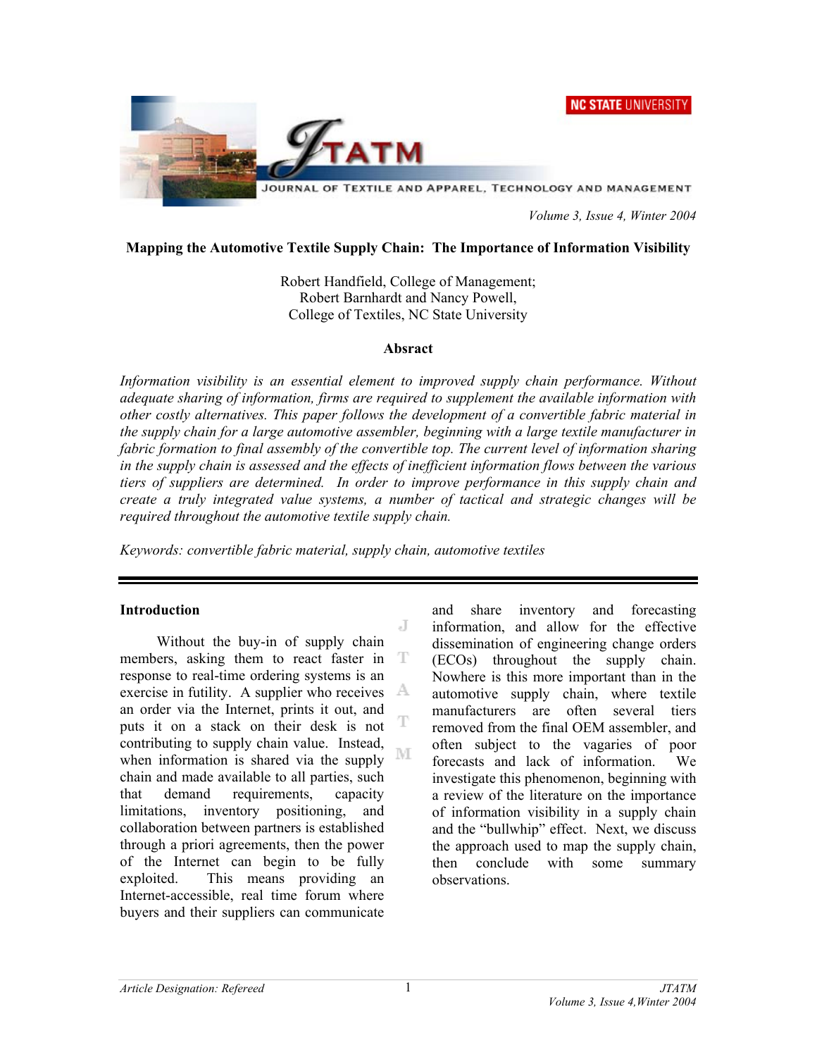# Mapping the Automotive Textile Supply Chain: The Importance of Information Visibility

Robert Handfield, College of Management;
Robert Barnhardt and Nancy Powell,
College of Textiles, NC State University

## Absract

*Information visibility is an essential element to improved supply chain performance. Without adequate sharing of information, firms are required to supplement the available information with other costly alternatives. This paper follows the development of a convertible fabric material in the supply chain for a large automotive assembler, beginning with a large textile manufacturer in fabric formation to final assembly of the convertible top. The current level of information sharing in the supply chain is assessed and the effects of inefficient information flows between the various tiers of suppliers are determined. In order to improve performance in this supply chain and create a truly integrated value systems, a number of tactical and strategic changes will be required throughout the automotive textile supply chain.*

*Keywords: convertible fabric material, supply chain, automotive textiles*

## Introduction

Without the buy-in of supply chain members, asking them to react faster in response to real-time ordering systems is an exercise in futility. A supplier who receives an order via the Internet, prints it out, and puts it on a stack on their desk is not contributing to supply chain value. Instead, when information is shared via the supply chain and made available to all parties, such that demand requirements, capacity limitations, inventory positioning, and collaboration between partners is established through a priori agreements, then the power of the Internet can begin to be fully exploited. This means providing an Internet-accessible, real time forum where buyers and their suppliers can communicate and share inventory and forecasting information, and allow for the effective dissemination of engineering change orders (ECOs) throughout the supply chain. Nowhere is this more important than in the automotive supply chain, where textile manufacturers are often several tiers removed from the final OEM assembler, and often subject to the vagaries of poor forecasts and lack of information. We investigate this phenomenon, beginning with a review of the literature on the importance of information visibility in a supply chain and the "bullwhip" effect. Next, we discuss the approach used to map the supply chain, then conclude with some summary observations.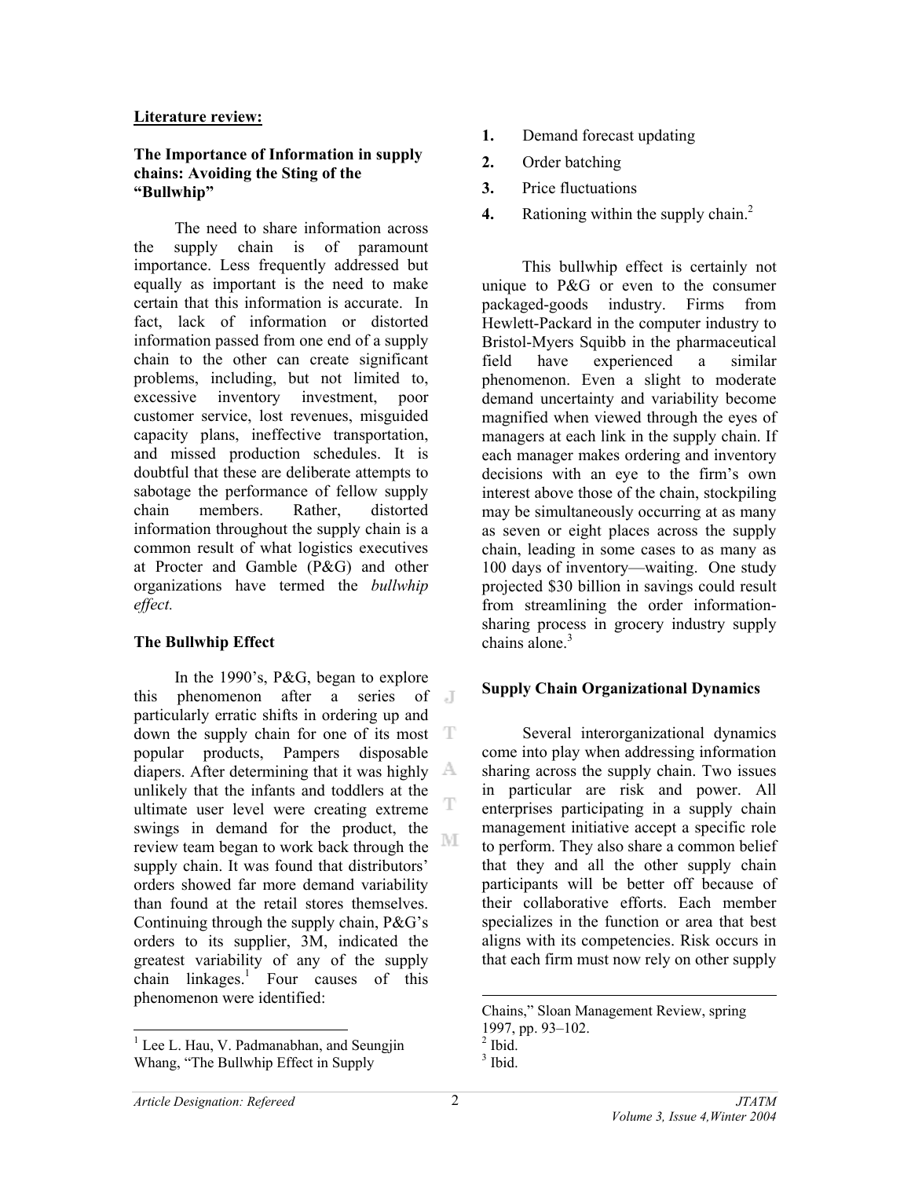**Literature review:**

### The Importance of Information in supply chains: Avoiding the Sting of the "Bullwhip"

The need to share information across the supply chain is of paramount importance. Less frequently addressed but equally as important is the need to make certain that this information is accurate. In fact, lack of information or distorted information passed from one end of a supply chain to the other can create significant problems, including, but not limited to, excessive inventory investment, poor customer service, lost revenues, misguided capacity plans, ineffective transportation, and missed production schedules. It is doubtful that these are deliberate attempts to sabotage the performance of fellow supply chain members. Rather, distorted information throughout the supply chain is a common result of what logistics executives at Procter and Gamble (P&G) and other organizations have termed the *bullwhip effect.*

### The Bullwhip Effect

In the 1990's, P&G, began to explore this phenomenon after a series of particularly erratic shifts in ordering up and down the supply chain for one of its most popular products, Pampers disposable diapers. After determining that it was highly unlikely that the infants and toddlers at the ultimate user level were creating extreme swings in demand for the product, the review team began to work back through the supply chain. It was found that distributors' orders showed far more demand variability than found at the retail stores themselves. Continuing through the supply chain, P&G's orders to its supplier, 3M, indicated the greatest variability of any of the supply chain linkages.[1] Four causes of this phenomenon were identified:

1. Demand forecast updating
2. Order batching
3. Price fluctuations
4. Rationing within the supply chain.[2]

This bullwhip effect is certainly not unique to P&G or even to the consumer packaged-goods industry. Firms from Hewlett-Packard in the computer industry to Bristol-Myers Squibb in the pharmaceutical field have experienced a similar phenomenon. Even a slight to moderate demand uncertainty and variability become magnified when viewed through the eyes of managers at each link in the supply chain. If each manager makes ordering and inventory decisions with an eye to the firm's own interest above those of the chain, stockpiling may be simultaneously occurring at as many as seven or eight places across the supply chain, leading in some cases to as many as 100 days of inventory—waiting. One study projected $30 billion in savings could result from streamlining the order information-sharing process in grocery industry supply chains alone.[3]

### Supply Chain Organizational Dynamics

Several interorganizational dynamics come into play when addressing information sharing across the supply chain. Two issues in particular are risk and power. All enterprises participating in a supply chain management initiative accept a specific role to perform. They also share a common belief that they and all the other supply chain participants will be better off because of their collaborative efforts. Each member specializes in the function or area that best aligns with its competencies. Risk occurs in that each firm must now rely on other supply

---

[1] Lee L. Hau, V. Padmanabhan, and Seungjin Whang, "The Bullwhip Effect in Supply Chains," Sloan Management Review, spring 1997, pp. 93–102.

[2] Ibid.

[3] Ibid.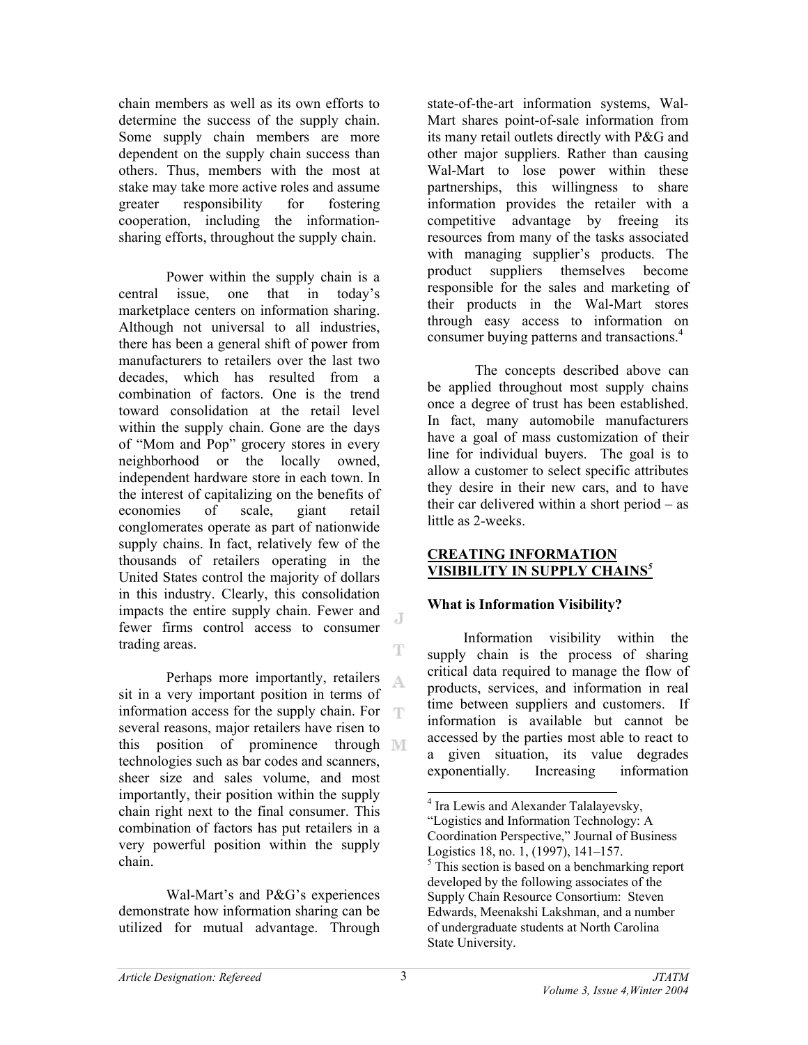chain members as well as its own efforts to determine the success of the supply chain. Some supply chain members are more dependent on the supply chain success than others. Thus, members with the most at stake may take more active roles and assume greater responsibility for fostering cooperation, including the information-sharing efforts, throughout the supply chain.

Power within the supply chain is a central issue, one that in today's marketplace centers on information sharing. Although not universal to all industries, there has been a general shift of power from manufacturers to retailers over the last two decades, which has resulted from a combination of factors. One is the trend toward consolidation at the retail level within the supply chain. Gone are the days of "Mom and Pop" grocery stores in every neighborhood or the locally owned, independent hardware store in each town. In the interest of capitalizing on the benefits of economies of scale, giant retail conglomerates operate as part of nationwide supply chains. In fact, relatively few of the thousands of retailers operating in the United States control the majority of dollars in this industry. Clearly, this consolidation impacts the entire supply chain. Fewer and fewer firms control access to consumer trading areas.

Perhaps more importantly, retailers sit in a very important position in terms of information access for the supply chain. For several reasons, major retailers have risen to this position of prominence through technologies such as bar codes and scanners, sheer size and sales volume, and most importantly, their position within the supply chain right next to the final consumer. This combination of factors has put retailers in a very powerful position within the supply chain.

Wal-Mart's and P&G's experiences demonstrate how information sharing can be utilized for mutual advantage. Through state-of-the-art information systems, Wal-Mart shares point-of-sale information from its many retail outlets directly with P&G and other major suppliers. Rather than causing Wal-Mart to lose power within these partnerships, this willingness to share information provides the retailer with a competitive advantage by freeing its resources from many of the tasks associated with managing supplier's products. The product suppliers themselves become responsible for the sales and marketing of their products in the Wal-Mart stores through easy access to information on consumer buying patterns and transactions.[4]

The concepts described above can be applied throughout most supply chains once a degree of trust has been established. In fact, many automobile manufacturers have a goal of mass customization of their line for individual buyers. The goal is to allow a customer to select specific attributes they desire in their new cars, and to have their car delivered within a short period – as little as 2-weeks.

## CREATING INFORMATION VISIBILITY IN SUPPLY CHAINS[5]

### What is Information Visibility?

Information visibility within the supply chain is the process of sharing critical data required to manage the flow of products, services, and information in real time between suppliers and customers. If information is available but cannot be accessed by the parties most able to react to a given situation, its value degrades exponentially. Increasing information

---

[4] Ira Lewis and Alexander Talalayevsky, "Logistics and Information Technology: A Coordination Perspective," Journal of Business Logistics 18, no. 1, (1997), 141–157.

[5] This section is based on a benchmarking report developed by the following associates of the Supply Chain Resource Consortium: Steven Edwards, Meenakshi Lakshman, and a number of undergraduate students at North Carolina State University.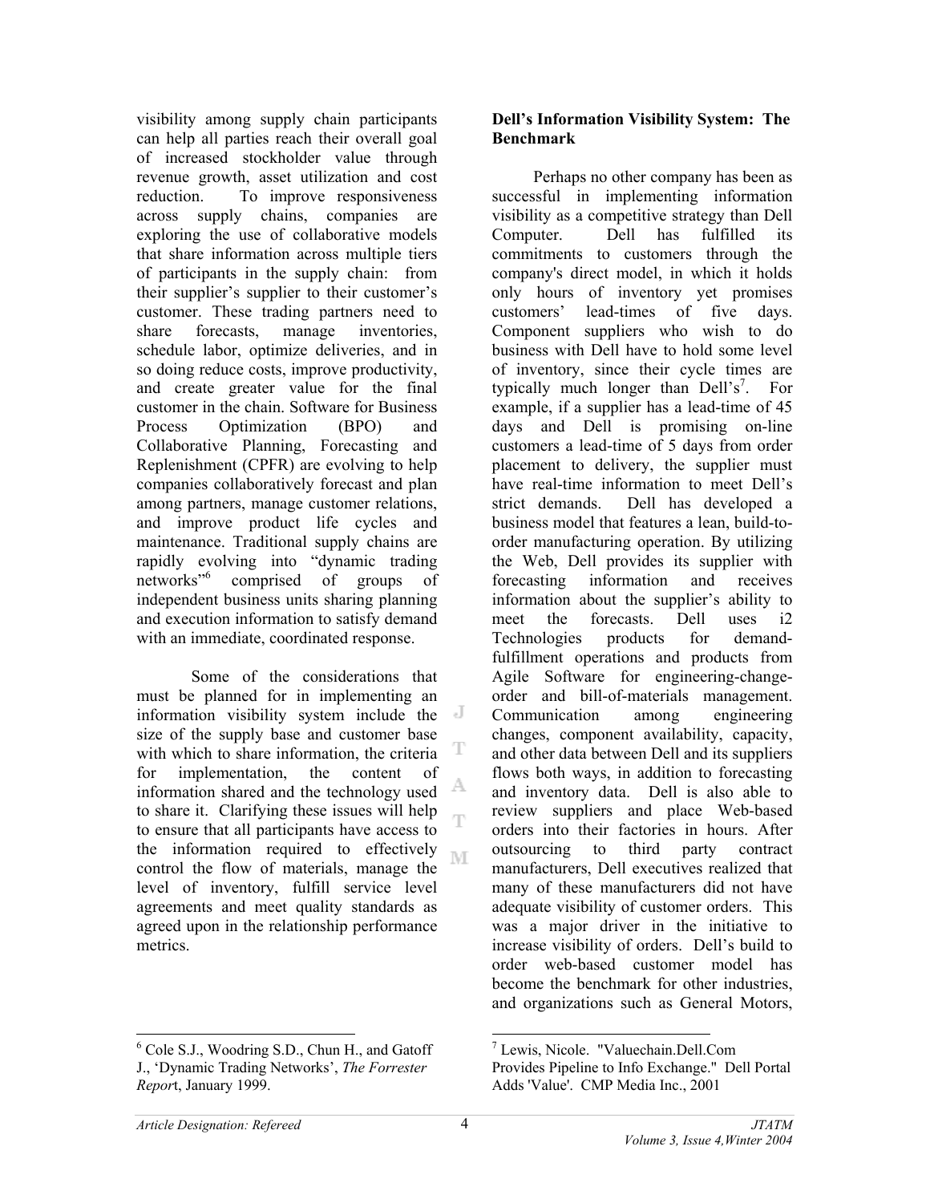visibility among supply chain participants can help all parties reach their overall goal of increased stockholder value through revenue growth, asset utilization and cost reduction. To improve responsiveness across supply chains, companies are exploring the use of collaborative models that share information across multiple tiers of participants in the supply chain: from their supplier's supplier to their customer's customer. These trading partners need to share forecasts, manage inventories, schedule labor, optimize deliveries, and in so doing reduce costs, improve productivity, and create greater value for the final customer in the chain. Software for Business Process Optimization (BPO) and Collaborative Planning, Forecasting and Replenishment (CPFR) are evolving to help companies collaboratively forecast and plan among partners, manage customer relations, and improve product life cycles and maintenance. Traditional supply chains are rapidly evolving into "dynamic trading networks"[6] comprised of groups of independent business units sharing planning and execution information to satisfy demand with an immediate, coordinated response.

Some of the considerations that must be planned for in implementing an information visibility system include the size of the supply base and customer base with which to share information, the criteria for implementation, the content of information shared and the technology used to share it. Clarifying these issues will help to ensure that all participants have access to the information required to effectively control the flow of materials, manage the level of inventory, fulfill service level agreements and meet quality standards as agreed upon in the relationship performance metrics.

**Dell's Information Visibility System: The Benchmark**

Perhaps no other company has been as successful in implementing information visibility as a competitive strategy than Dell Computer. Dell has fulfilled its commitments to customers through the company's direct model, in which it holds only hours of inventory yet promises customers' lead-times of five days. Component suppliers who wish to do business with Dell have to hold some level of inventory, since their cycle times are typically much longer than Dell's[7]. For example, if a supplier has a lead-time of 45 days and Dell is promising on-line customers a lead-time of 5 days from order placement to delivery, the supplier must have real-time information to meet Dell's strict demands. Dell has developed a business model that features a lean, build-to-order manufacturing operation. By utilizing the Web, Dell provides its supplier with forecasting information and receives information about the supplier's ability to meet the forecasts. Dell uses i2 Technologies products for demand-fulfillment operations and products from Agile Software for engineering-change-order and bill-of-materials management. Communication among engineering changes, component availability, capacity, and other data between Dell and its suppliers flows both ways, in addition to forecasting and inventory data. Dell is also able to review suppliers and place Web-based orders into their factories in hours. After outsourcing to third party contract manufacturers, Dell executives realized that many of these manufacturers did not have adequate visibility of customer orders. This was a major driver in the initiative to increase visibility of orders. Dell's build to order web-based customer model has become the benchmark for other industries, and organizations such as General Motors,

---

[6] Cole S.J., Woodring S.D., Chun H., and Gatoff J., 'Dynamic Trading Networks', *The Forrester Report*, January 1999.

[7] Lewis, Nicole. "Valuechain.Dell.Com Provides Pipeline to Info Exchange." Dell Portal Adds 'Value'. CMP Media Inc., 2001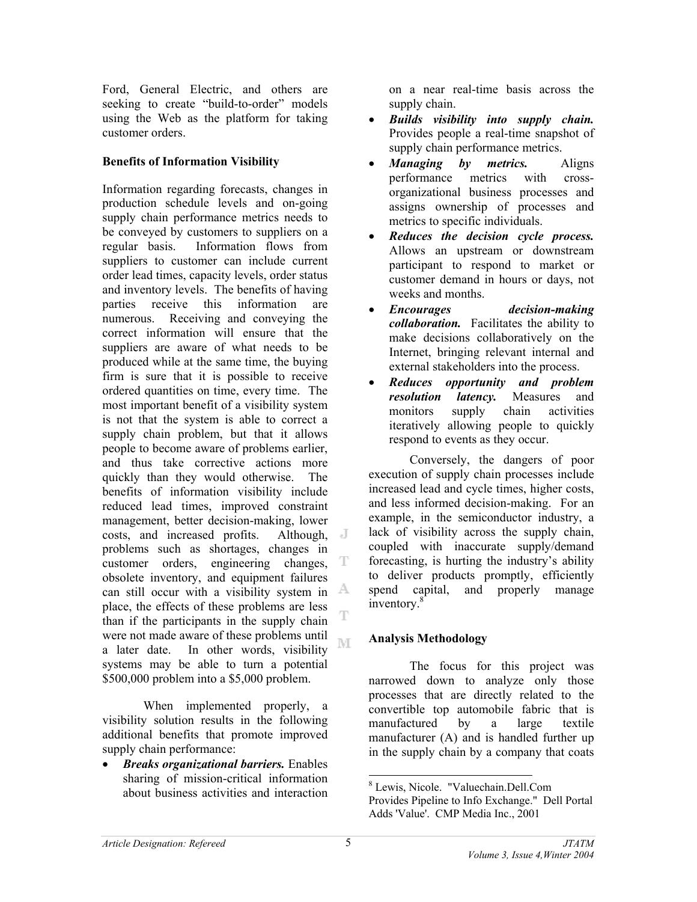Ford, General Electric, and others are seeking to create "build-to-order" models using the Web as the platform for taking customer orders.

**Benefits of Information Visibility**

Information regarding forecasts, changes in production schedule levels and on-going supply chain performance metrics needs to be conveyed by customers to suppliers on a regular basis. Information flows from suppliers to customer can include current order lead times, capacity levels, order status and inventory levels. The benefits of having parties receive this information are numerous. Receiving and conveying the correct information will ensure that the suppliers are aware of what needs to be produced while at the same time, the buying firm is sure that it is possible to receive ordered quantities on time, every time. The most important benefit of a visibility system is not that the system is able to correct a supply chain problem, but that it allows people to become aware of problems earlier, and thus take corrective actions more quickly than they would otherwise. The benefits of information visibility include reduced lead times, improved constraint management, better decision-making, lower costs, and increased profits. Although, problems such as shortages, changes in customer orders, engineering changes, obsolete inventory, and equipment failures can still occur with a visibility system in place, the effects of these problems are less than if the participants in the supply chain were not made aware of these problems until a later date. In other words, visibility systems may be able to turn a potential $500,000 problem into a $5,000 problem.

When implemented properly, a visibility solution results in the following additional benefits that promote improved supply chain performance:

- ***Breaks organizational barriers.*** Enables sharing of mission-critical information about business activities and interaction on a near real-time basis across the supply chain.
- ***Builds visibility into supply chain.*** Provides people a real-time snapshot of supply chain performance metrics.
- ***Managing by metrics.*** Aligns performance metrics with cross-organizational business processes and assigns ownership of processes and metrics to specific individuals.
- ***Reduces the decision cycle process.*** Allows an upstream or downstream participant to respond to market or customer demand in hours or days, not weeks and months.
- ***Encourages decision-making collaboration.*** Facilitates the ability to make decisions collaboratively on the Internet, bringing relevant internal and external stakeholders into the process.
- ***Reduces opportunity and problem resolution latency.*** Measures and monitors supply chain activities iteratively allowing people to quickly respond to events as they occur.

Conversely, the dangers of poor execution of supply chain processes include increased lead and cycle times, higher costs, and less informed decision-making. For an example, in the semiconductor industry, a lack of visibility across the supply chain, coupled with inaccurate supply/demand forecasting, is hurting the industry's ability to deliver products promptly, efficiently spend capital, and properly manage inventory.[8]

**Analysis Methodology**

The focus for this project was narrowed down to analyze only those processes that are directly related to the convertible top automobile fabric that is manufactured by a large textile manufacturer (A) and is handled further up in the supply chain by a company that coats

---

[8] Lewis, Nicole. "Valuechain.Dell.Com Provides Pipeline to Info Exchange." Dell Portal Adds 'Value'. CMP Media Inc., 2001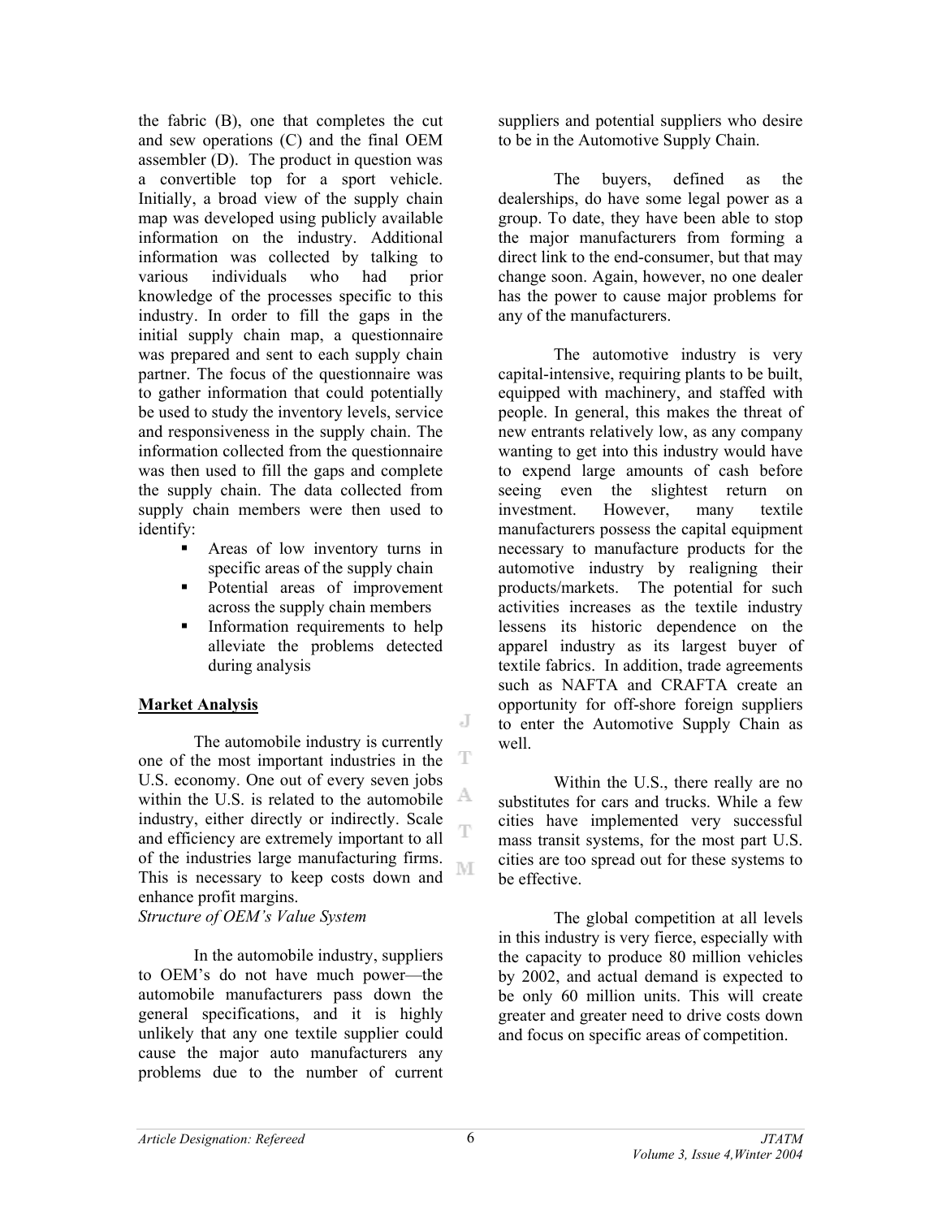the fabric (B), one that completes the cut and sew operations (C) and the final OEM assembler (D). The product in question was a convertible top for a sport vehicle. Initially, a broad view of the supply chain map was developed using publicly available information on the industry. Additional information was collected by talking to various individuals who had prior knowledge of the processes specific to this industry. In order to fill the gaps in the initial supply chain map, a questionnaire was prepared and sent to each supply chain partner. The focus of the questionnaire was to gather information that could potentially be used to study the inventory levels, service and responsiveness in the supply chain. The information collected from the questionnaire was then used to fill the gaps and complete the supply chain. The data collected from supply chain members were then used to identify:

- Areas of low inventory turns in specific areas of the supply chain
- Potential areas of improvement across the supply chain members
- Information requirements to help alleviate the problems detected during analysis

## Market Analysis

The automobile industry is currently one of the most important industries in the U.S. economy. One out of every seven jobs within the U.S. is related to the automobile industry, either directly or indirectly. Scale and efficiency are extremely important to all of the industries large manufacturing firms. This is necessary to keep costs down and enhance profit margins.

*Structure of OEM's Value System*

In the automobile industry, suppliers to OEM's do not have much power—the automobile manufacturers pass down the general specifications, and it is highly unlikely that any one textile supplier could cause the major auto manufacturers any problems due to the number of current suppliers and potential suppliers who desire to be in the Automotive Supply Chain.

The buyers, defined as the dealerships, do have some legal power as a group. To date, they have been able to stop the major manufacturers from forming a direct link to the end-consumer, but that may change soon. Again, however, no one dealer has the power to cause major problems for any of the manufacturers.

The automotive industry is very capital-intensive, requiring plants to be built, equipped with machinery, and staffed with people. In general, this makes the threat of new entrants relatively low, as any company wanting to get into this industry would have to expend large amounts of cash before seeing even the slightest return on investment. However, many textile manufacturers possess the capital equipment necessary to manufacture products for the automotive industry by realigning their products/markets. The potential for such activities increases as the textile industry lessens its historic dependence on the apparel industry as its largest buyer of textile fabrics. In addition, trade agreements such as NAFTA and CRAFTA create an opportunity for off-shore foreign suppliers to enter the Automotive Supply Chain as well.

Within the U.S., there really are no substitutes for cars and trucks. While a few cities have implemented very successful mass transit systems, for the most part U.S. cities are too spread out for these systems to be effective.

The global competition at all levels in this industry is very fierce, especially with the capacity to produce 80 million vehicles by 2002, and actual demand is expected to be only 60 million units. This will create greater and greater need to drive costs down and focus on specific areas of competition.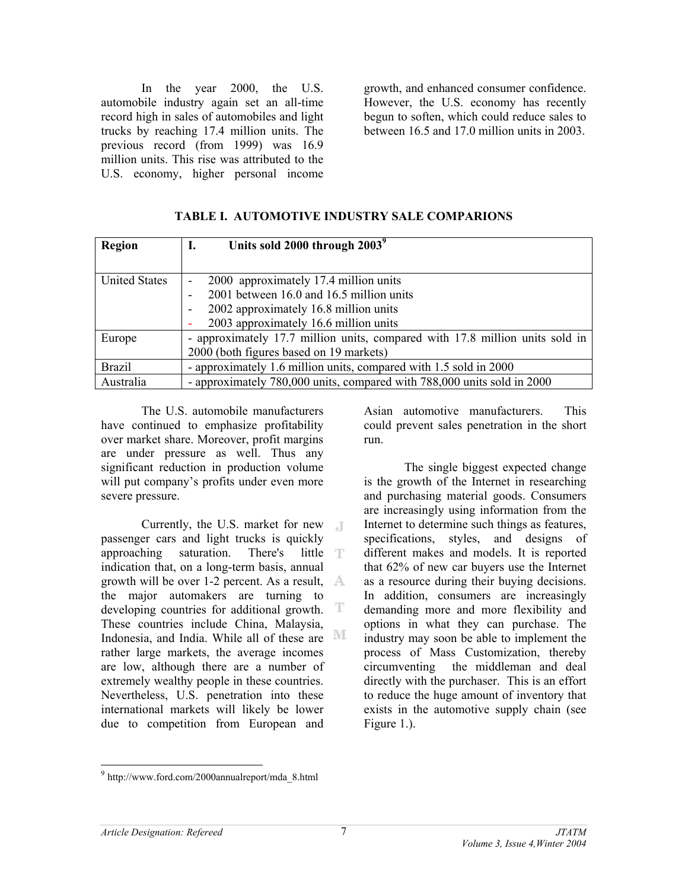In the year 2000, the U.S. automobile industry again set an all-time record high in sales of automobiles and light trucks by reaching 17.4 million units. The previous record (from 1999) was 16.9 million units. This rise was attributed to the U.S. economy, higher personal income growth, and enhanced consumer confidence. However, the U.S. economy has recently begun to soften, which could reduce sales to between 16.5 and 17.0 million units in 2003.

**TABLE I. AUTOMOTIVE INDUSTRY SALE COMPARIONS**

| Region | I. Units sold 2000 through 2003[9] |
|---|---|
| United States | - 2000 approximately 17.4 million units<br>- 2001 between 16.0 and 16.5 million units<br>- 2002 approximately 16.8 million units<br>- 2003 approximately 16.6 million units |
| Europe | - approximately 17.7 million units, compared with 17.8 million units sold in 2000 (both figures based on 19 markets) |
| Brazil | - approximately 1.6 million units, compared with 1.5 sold in 2000 |
| Australia | - approximately 780,000 units, compared with 788,000 units sold in 2000 |

The U.S. automobile manufacturers have continued to emphasize profitability over market share. Moreover, profit margins are under pressure as well. Thus any significant reduction in production volume will put company's profits under even more severe pressure.

Currently, the U.S. market for new passenger cars and light trucks is quickly approaching saturation. There's little indication that, on a long-term basis, annual growth will be over 1-2 percent. As a result, the major automakers are turning to developing countries for additional growth. These countries include China, Malaysia, Indonesia, and India. While all of these are rather large markets, the average incomes are low, although there are a number of extremely wealthy people in these countries. Nevertheless, U.S. penetration into these international markets will likely be lower due to competition from European and Asian automotive manufacturers. This could prevent sales penetration in the short run.

The single biggest expected change is the growth of the Internet in researching and purchasing material goods. Consumers are increasingly using information from the Internet to determine such things as features, specifications, styles, and designs of different makes and models. It is reported that 62% of new car buyers use the Internet as a resource during their buying decisions. In addition, consumers are increasingly demanding more and more flexibility and options in what they can purchase. The industry may soon be able to implement the process of Mass Customization, thereby circumventing the middleman and deal directly with the purchaser. This is an effort to reduce the huge amount of inventory that exists in the automotive supply chain (see Figure 1.).

[9] http://www.ford.com/2000annualreport/mda_8.html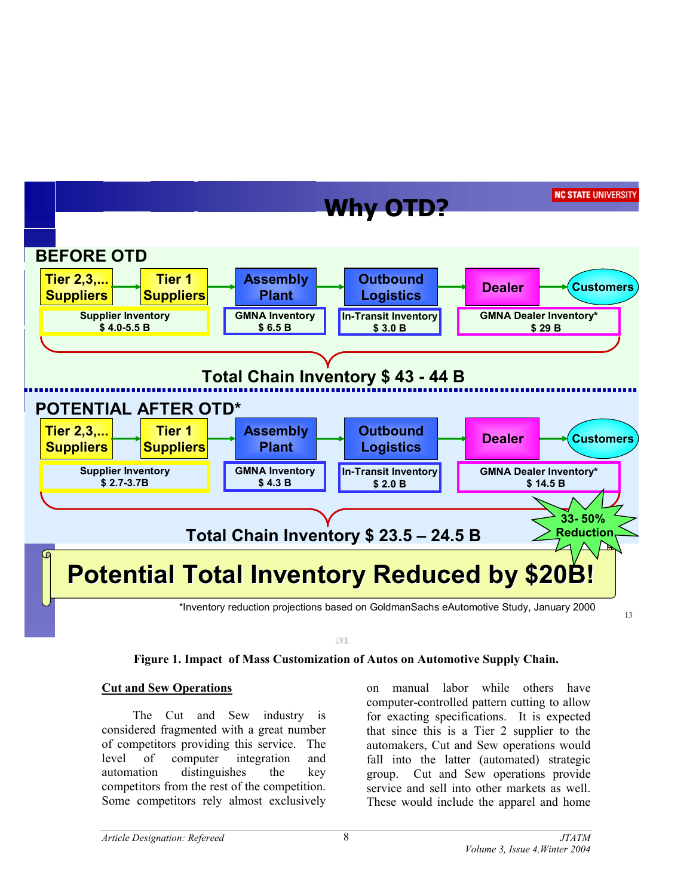**Why OTD?**

**BEFORE OTD**

Tier 2,3,... Suppliers → Tier 1 Suppliers → Assembly Plant → Outbound Logistics → Dealer → Customers

| Supplier Inventory | GMNA Inventory | In-Transit Inventory | GMNA Dealer Inventory* |
|---|---|---|---|
| $ 4.0-5.5 B | $ 6.5 B | $ 3.0 B | $ 29 B |

**Total Chain Inventory $ 43 - 44 B**

**POTENTIAL AFTER OTD***

Tier 2,3,... Suppliers → Tier 1 Suppliers → Assembly Plant → Outbound Logistics → Dealer → Customers

| Supplier Inventory | GMNA Inventory | In-Transit Inventory | GMNA Dealer Inventory* |
|---|---|---|---|
| $ 2.7-3.7B | $ 4.3 B | $ 2.0 B | $ 14.5 B |

**Total Chain Inventory $ 23.5 – 24.5 B**

33- 50% Reduction

**Potential Total Inventory Reduced by $20B!**

*Inventory reduction projections based on GoldmanSachs eAutomotive Study, January 2000

**Figure 1. Impact of Mass Customization of Autos on Automotive Supply Chain.**

## Cut and Sew Operations

The Cut and Sew industry is considered fragmented with a great number of competitors providing this service. The level of computer integration and automation distinguishes the key competitors from the rest of the competition. Some competitors rely almost exclusively on manual labor while others have computer-controlled pattern cutting to allow for exacting specifications. It is expected that since this is a Tier 2 supplier to the automakers, Cut and Sew operations would fall into the latter (automated) strategic group. Cut and Sew operations provide service and sell into other markets as well. These would include the apparel and home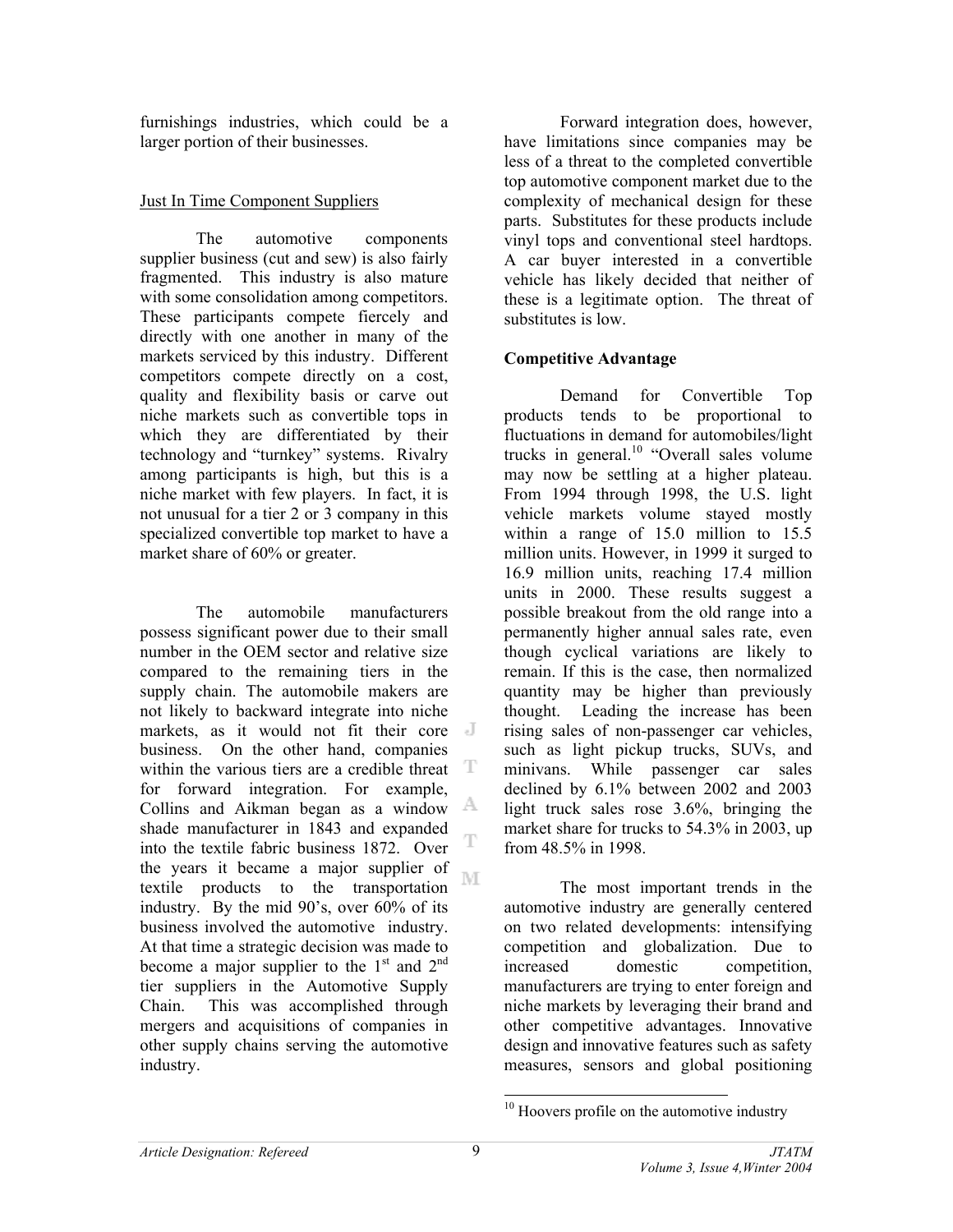furnishings industries, which could be a larger portion of their businesses.

Just In Time Component Suppliers

The automotive components supplier business (cut and sew) is also fairly fragmented. This industry is also mature with some consolidation among competitors. These participants compete fiercely and directly with one another in many of the markets serviced by this industry. Different competitors compete directly on a cost, quality and flexibility basis or carve out niche markets such as convertible tops in which they are differentiated by their technology and "turnkey" systems. Rivalry among participants is high, but this is a niche market with few players. In fact, it is not unusual for a tier 2 or 3 company in this specialized convertible top market to have a market share of 60% or greater.

The automobile manufacturers possess significant power due to their small number in the OEM sector and relative size compared to the remaining tiers in the supply chain. The automobile makers are not likely to backward integrate into niche markets, as it would not fit their core business. On the other hand, companies within the various tiers are a credible threat for forward integration. For example, Collins and Aikman began as a window shade manufacturer in 1843 and expanded into the textile fabric business 1872. Over the years it became a major supplier of textile products to the transportation industry. By the mid 90's, over 60% of its business involved the automotive industry. At that time a strategic decision was made to become a major supplier to the 1st and 2nd tier suppliers in the Automotive Supply Chain. This was accomplished through mergers and acquisitions of companies in other supply chains serving the automotive industry.

Forward integration does, however, have limitations since companies may be less of a threat to the completed convertible top automotive component market due to the complexity of mechanical design for these parts. Substitutes for these products include vinyl tops and conventional steel hardtops. A car buyer interested in a convertible vehicle has likely decided that neither of these is a legitimate option. The threat of substitutes is low.

**Competitive Advantage**

Demand for Convertible Top products tends to be proportional to fluctuations in demand for automobiles/light trucks in general.[10] "Overall sales volume may now be settling at a higher plateau. From 1994 through 1998, the U.S. light vehicle markets volume stayed mostly within a range of 15.0 million to 15.5 million units. However, in 1999 it surged to 16.9 million units, reaching 17.4 million units in 2000. These results suggest a possible breakout from the old range into a permanently higher annual sales rate, even though cyclical variations are likely to remain. If this is the case, then normalized quantity may be higher than previously thought. Leading the increase has been rising sales of non-passenger car vehicles, such as light pickup trucks, SUVs, and minivans. While passenger car sales declined by 6.1% between 2002 and 2003 light truck sales rose 3.6%, bringing the market share for trucks to 54.3% in 2003, up from 48.5% in 1998.

The most important trends in the automotive industry are generally centered on two related developments: intensifying competition and globalization. Due to increased domestic competition, manufacturers are trying to enter foreign and niche markets by leveraging their brand and other competitive advantages. Innovative design and innovative features such as safety measures, sensors and global positioning

[10] Hoovers profile on the automotive industry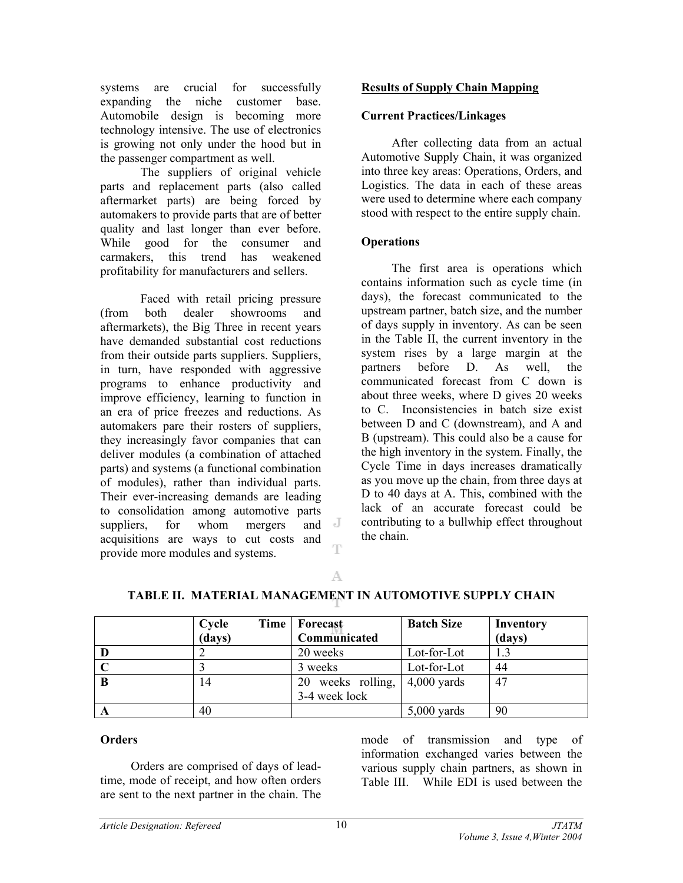systems are crucial for successfully expanding the niche customer base. Automobile design is becoming more technology intensive. The use of electronics is growing not only under the hood but in the passenger compartment as well.

The suppliers of original vehicle parts and replacement parts (also called aftermarket parts) are being forced by automakers to provide parts that are of better quality and last longer than ever before. While good for the consumer and carmakers, this trend has weakened profitability for manufacturers and sellers.

Faced with retail pricing pressure (from both dealer showrooms and aftermarkets), the Big Three in recent years have demanded substantial cost reductions from their outside parts suppliers. Suppliers, in turn, have responded with aggressive programs to enhance productivity and improve efficiency, learning to function in an era of price freezes and reductions. As automakers pare their rosters of suppliers, they increasingly favor companies that can deliver modules (a combination of attached parts) and systems (a functional combination of modules), rather than individual parts. Their ever-increasing demands are leading to consolidation among automotive parts suppliers, for whom mergers and acquisitions are ways to cut costs and provide more modules and systems.

## Results of Supply Chain Mapping

### Current Practices/Linkages

After collecting data from an actual Automotive Supply Chain, it was organized into three key areas: Operations, Orders, and Logistics. The data in each of these areas were used to determine where each company stood with respect to the entire supply chain.

### Operations

The first area is operations which contains information such as cycle time (in days), the forecast communicated to the upstream partner, batch size, and the number of days supply in inventory. As can be seen in the Table II, the current inventory in the system rises by a large margin at the partners before D. As well, the communicated forecast from C down is about three weeks, where D gives 20 weeks to C. Inconsistencies in batch size exist between D and C (downstream), and A and B (upstream). This could also be a cause for the high inventory in the system. Finally, the Cycle Time in days increases dramatically as you move up the chain, from three days at D to 40 days at A. This, combined with the lack of an accurate forecast could be contributing to a bullwhip effect throughout the chain.

**TABLE II. MATERIAL MANAGEMENT IN AUTOMOTIVE SUPPLY CHAIN**

| | Cycle Time (days) | Forecast Communicated | Batch Size | Inventory (days) |
|---|---|---|---|---|
| **D** | 2 | 20 weeks | Lot-for-Lot | 1.3 |
| **C** | 3 | 3 weeks | Lot-for-Lot | 44 |
| **B** | 14 | 20 weeks rolling, 3-4 week lock | 4,000 yards | 47 |
| **A** | 40 | | 5,000 yards | 90 |

### Orders

Orders are comprised of days of lead-time, mode of receipt, and how often orders are sent to the next partner in the chain. The mode of transmission and type of information exchanged varies between the various supply chain partners, as shown in Table III. While EDI is used between the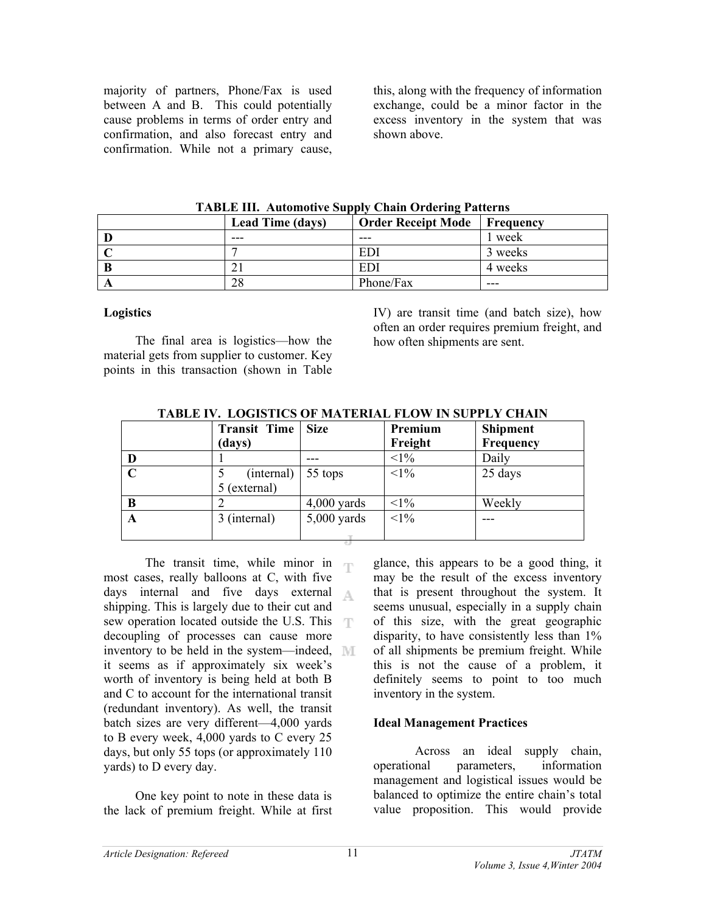majority of partners, Phone/Fax is used between A and B. This could potentially cause problems in terms of order entry and confirmation, and also forecast entry and confirmation. While not a primary cause, this, along with the frequency of information exchange, could be a minor factor in the excess inventory in the system that was shown above.

**TABLE III. Automotive Supply Chain Ordering Patterns**

| | Lead Time (days) | Order Receipt Mode | Frequency |
|---|---|---|---|
| **D** | --- | --- | 1 week |
| **C** | 7 | EDI | 3 weeks |
| **B** | 21 | EDI | 4 weeks |
| **A** | 28 | Phone/Fax | --- |

**Logistics**

The final area is logistics—how the material gets from supplier to customer. Key points in this transaction (shown in Table IV) are transit time (and batch size), how often an order requires premium freight, and how often shipments are sent.

**TABLE IV. LOGISTICS OF MATERIAL FLOW IN SUPPLY CHAIN**

| | Transit Time (days) | Size | Premium Freight | Shipment Frequency |
|---|---|---|---|---|
| **D** | 1 | --- | <1% | Daily |
| **C** | 5 (internal) 5 (external) | 55 tops | <1% | 25 days |
| **B** | 2 | 4,000 yards | <1% | Weekly |
| **A** | 3 (internal) | 5,000 yards | <1% | --- |

The transit time, while minor in most cases, really balloons at C, with five days internal and five days external shipping. This is largely due to their cut and sew operation located outside the U.S. This decoupling of processes can cause more inventory to be held in the system—indeed, it seems as if approximately six week's worth of inventory is being held at both B and C to account for the international transit (redundant inventory). As well, the transit batch sizes are very different—4,000 yards to B every week, 4,000 yards to C every 25 days, but only 55 tops (or approximately 110 yards) to D every day.

One key point to note in these data is the lack of premium freight. While at first glance, this appears to be a good thing, it may be the result of the excess inventory that is present throughout the system. It seems unusual, especially in a supply chain of this size, with the great geographic disparity, to have consistently less than 1% of all shipments be premium freight. While this is not the cause of a problem, it definitely seems to point to too much inventory in the system.

**Ideal Management Practices**

Across an ideal supply chain, operational parameters, information management and logistical issues would be balanced to optimize the entire chain's total value proposition. This would provide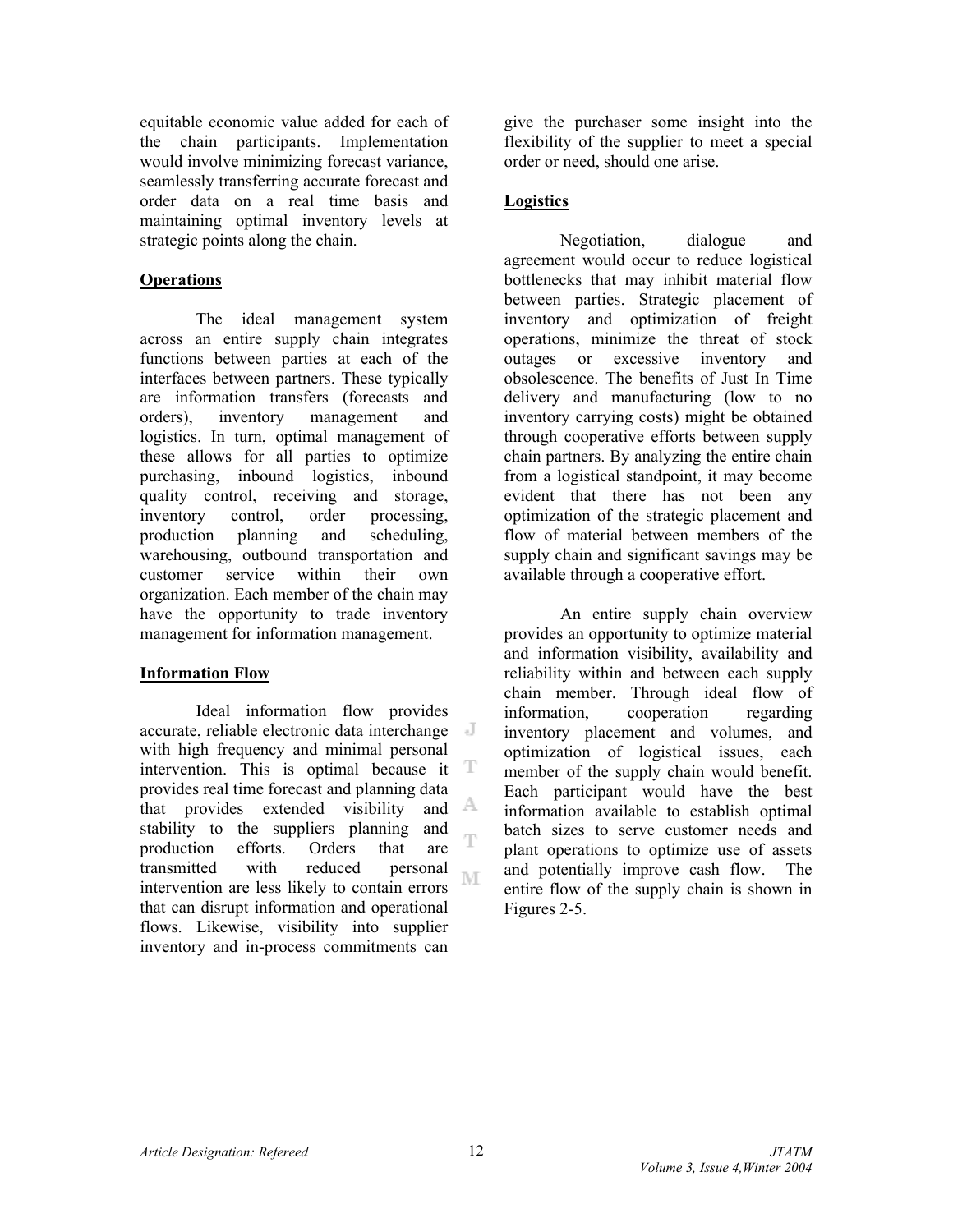equitable economic value added for each of the chain participants. Implementation would involve minimizing forecast variance, seamlessly transferring accurate forecast and order data on a real time basis and maintaining optimal inventory levels at strategic points along the chain.

## Operations

The ideal management system across an entire supply chain integrates functions between parties at each of the interfaces between partners. These typically are information transfers (forecasts and orders), inventory management and logistics. In turn, optimal management of these allows for all parties to optimize purchasing, inbound logistics, inbound quality control, receiving and storage, inventory control, order processing, production planning and scheduling, warehousing, outbound transportation and customer service within their own organization. Each member of the chain may have the opportunity to trade inventory management for information management.

## Information Flow

Ideal information flow provides accurate, reliable electronic data interchange with high frequency and minimal personal intervention. This is optimal because it provides real time forecast and planning data that provides extended visibility and stability to the suppliers planning and production efforts. Orders that are transmitted with reduced personal intervention are less likely to contain errors that can disrupt information and operational flows. Likewise, visibility into supplier inventory and in-process commitments can give the purchaser some insight into the flexibility of the supplier to meet a special order or need, should one arise.

## Logistics

Negotiation, dialogue and agreement would occur to reduce logistical bottlenecks that may inhibit material flow between parties. Strategic placement of inventory and optimization of freight operations, minimize the threat of stock outages or excessive inventory and obsolescence. The benefits of Just In Time delivery and manufacturing (low to no inventory carrying costs) might be obtained through cooperative efforts between supply chain partners. By analyzing the entire chain from a logistical standpoint, it may become evident that there has not been any optimization of the strategic placement and flow of material between members of the supply chain and significant savings may be available through a cooperative effort.

An entire supply chain overview provides an opportunity to optimize material and information visibility, availability and reliability within and between each supply chain member. Through ideal flow of information, cooperation regarding inventory placement and volumes, and optimization of logistical issues, each member of the supply chain would benefit. Each participant would have the best information available to establish optimal batch sizes to serve customer needs and plant operations to optimize use of assets and potentially improve cash flow. The entire flow of the supply chain is shown in Figures 2-5.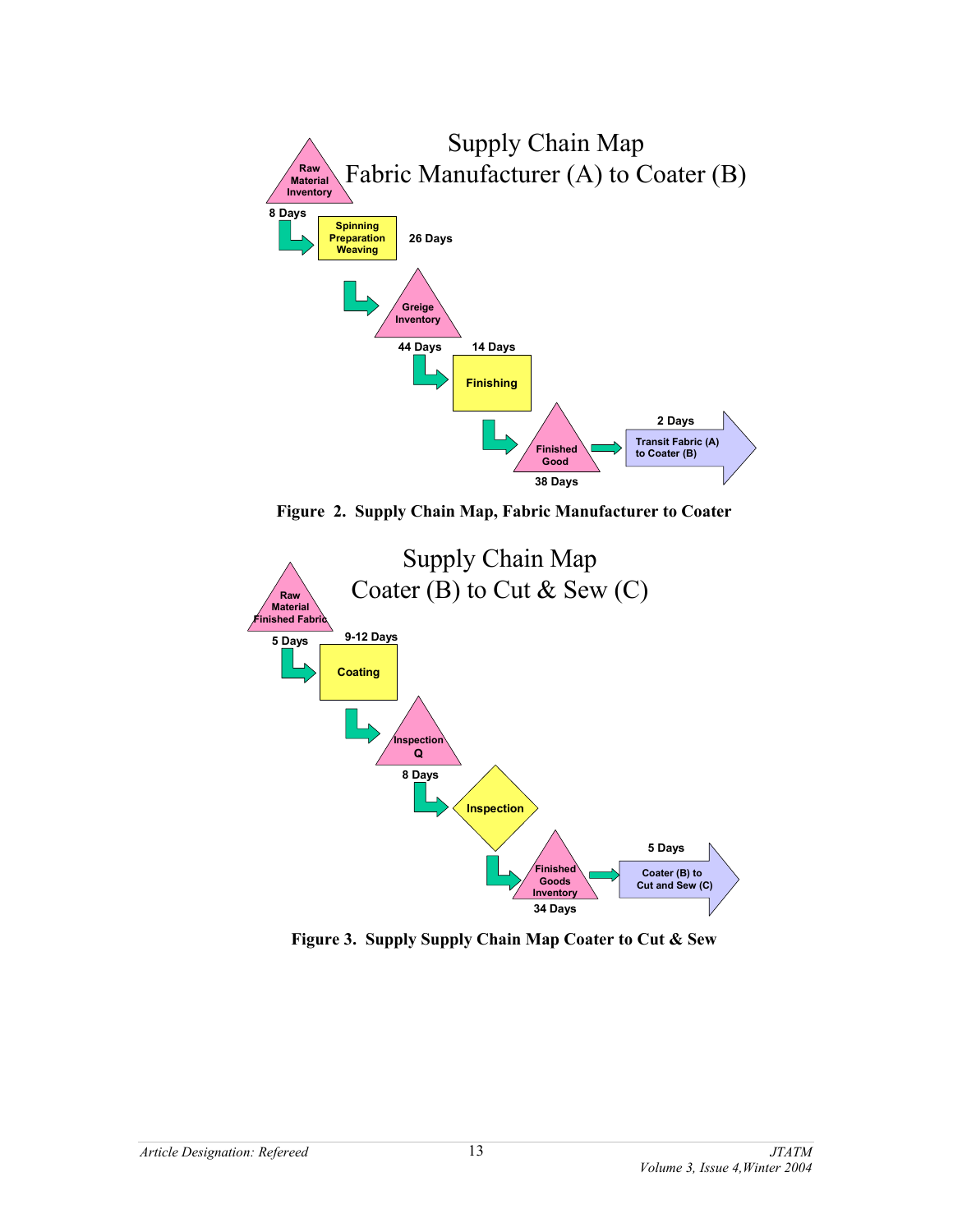Supply Chain Map
Fabric Manufacturer (A) to Coater (B)

Raw Material Inventory — 8 Days

Spinning Preparation Weaving — 26 Days

Greige Inventory — 44 Days

Finishing — 14 Days

Finished Good — 38 Days

Transit Fabric (A) to Coater (B) — 2 Days

**Figure 2. Supply Chain Map, Fabric Manufacturer to Coater**

Supply Chain Map
Coater (B) to Cut & Sew (C)

Raw Material Finished Fabric — 5 Days

Coating — 9-12 Days

Inspection Q — 8 Days

Inspection

Finished Goods Inventory — 34 Days

Coater (B) to Cut and Sew (C) — 5 Days

**Figure 3. Supply Supply Chain Map Coater to Cut & Sew**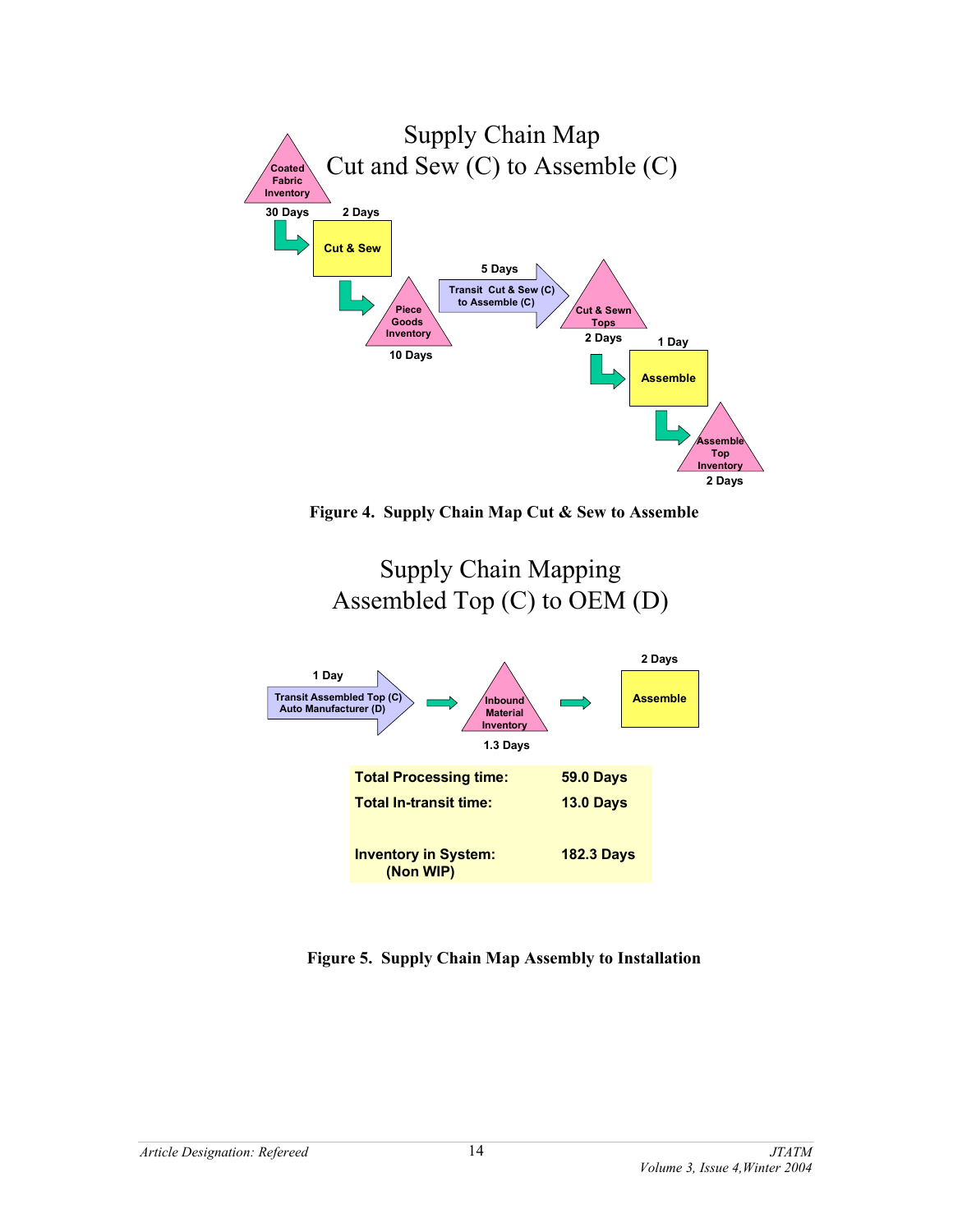Supply Chain Map
Cut and Sew (C) to Assemble (C)

Coated Fabric Inventory — 30 Days

Cut & Sew — 2 Days

Piece Goods Inventory — 10 Days

Transit Cut & Sew (C) to Assemble (C) — 5 Days

Cut & Sewn Tops — 2 Days

Assemble — 1 Day

Assemble Top Inventory — 2 Days

**Figure 4. Supply Chain Map Cut & Sew to Assemble**

Supply Chain Mapping
Assembled Top (C) to OEM (D)

Transit Assembled Top (C) Auto Manufacturer (D) — 1 Day

Inbound Material Inventory — 1.3 Days

Assemble — 2 Days

| | |
|---|---|
| **Total Processing time:** | **59.0 Days** |
| **Total In-transit time:** | **13.0 Days** |
| **Inventory in System: (Non WIP)** | **182.3 Days** |

**Figure 5. Supply Chain Map Assembly to Installation**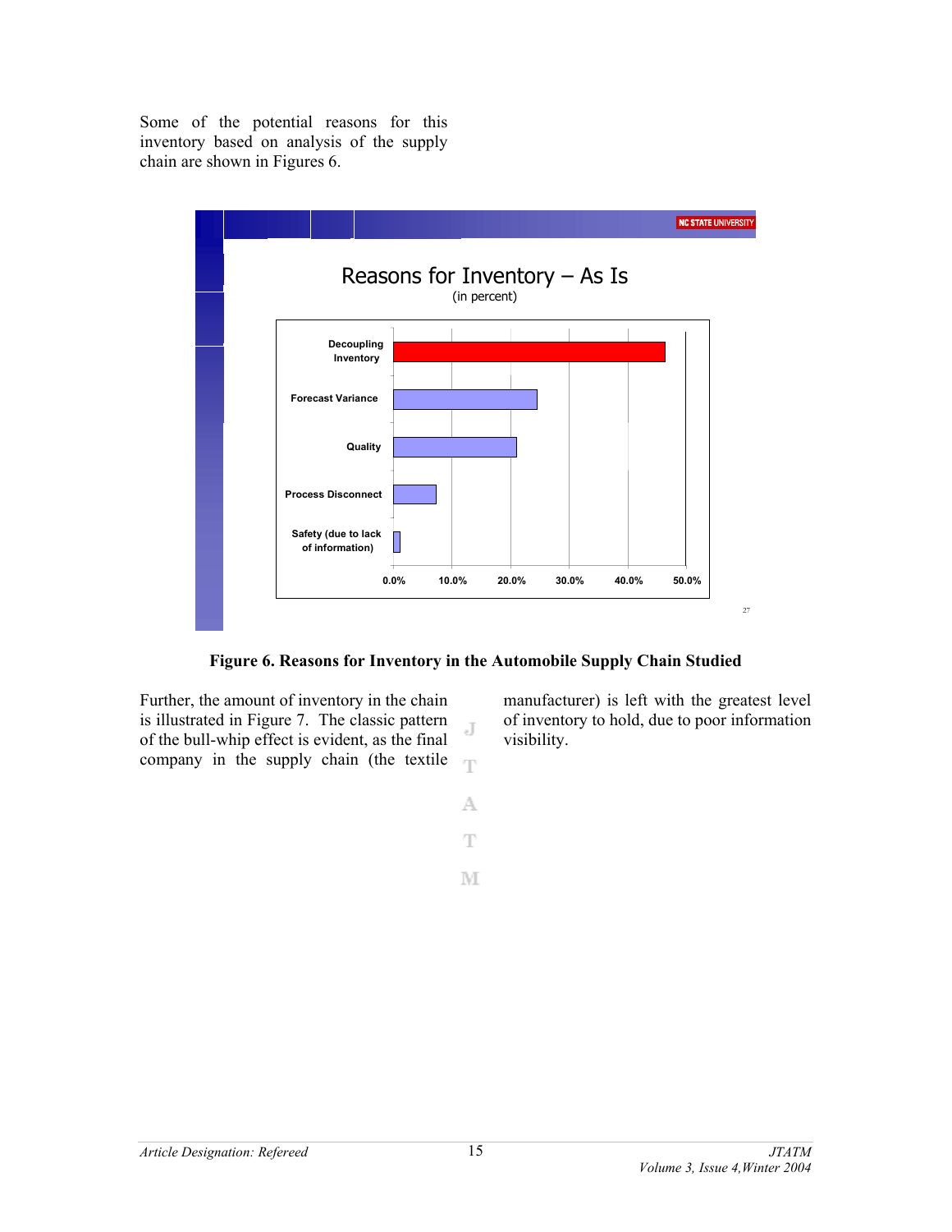Some of the potential reasons for this inventory based on analysis of the supply chain are shown in Figures 6.

**Figure 6. Reasons for Inventory in the Automobile Supply Chain Studied**

Further, the amount of inventory in the chain is illustrated in Figure 7. The classic pattern of the bull-whip effect is evident, as the final company in the supply chain (the textile manufacturer) is left with the greatest level of inventory to hold, due to poor information visibility.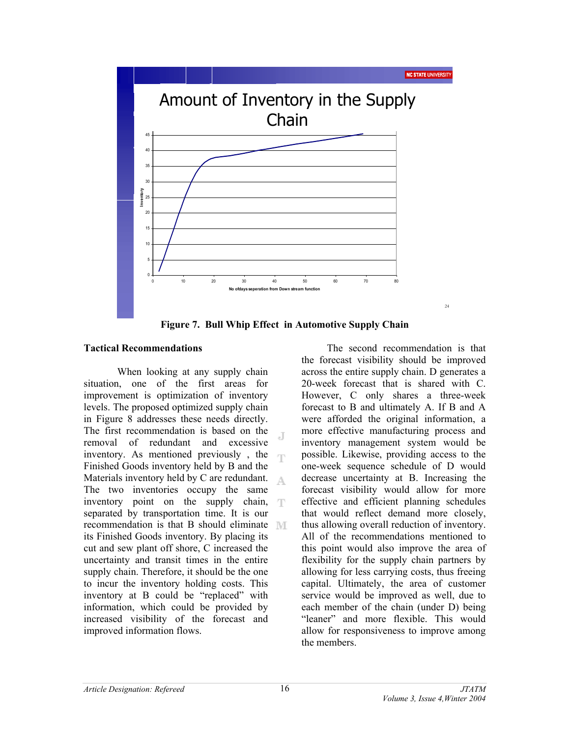Figure 7. Bull Whip Effect in Automotive Supply Chain

## Tactical Recommendations

When looking at any supply chain situation, one of the first areas for improvement is optimization of inventory levels. The proposed optimized supply chain in Figure 8 addresses these needs directly. The first recommendation is based on the removal of redundant and excessive inventory. As mentioned previously , the Finished Goods inventory held by B and the Materials inventory held by C are redundant. The two inventories occupy the same inventory point on the supply chain, separated by transportation time. It is our recommendation is that B should eliminate its Finished Goods inventory. By placing its cut and sew plant off shore, C increased the uncertainty and transit times in the entire supply chain. Therefore, it should be the one to incur the inventory holding costs. This inventory at B could be "replaced" with information, which could be provided by increased visibility of the forecast and improved information flows.

The second recommendation is that the forecast visibility should be improved across the entire supply chain. D generates a 20-week forecast that is shared with C. However, C only shares a three-week forecast to B and ultimately A. If B and A were afforded the original information, a more effective manufacturing process and inventory management system would be possible. Likewise, providing access to the one-week sequence schedule of D would decrease uncertainty at B. Increasing the forecast visibility would allow for more effective and efficient planning schedules that would reflect demand more closely, thus allowing overall reduction of inventory. All of the recommendations mentioned to this point would also improve the area of flexibility for the supply chain partners by allowing for less carrying costs, thus freeing capital. Ultimately, the area of customer service would be improved as well, due to each member of the chain (under D) being "leaner" and more flexible. This would allow for responsiveness to improve among the members.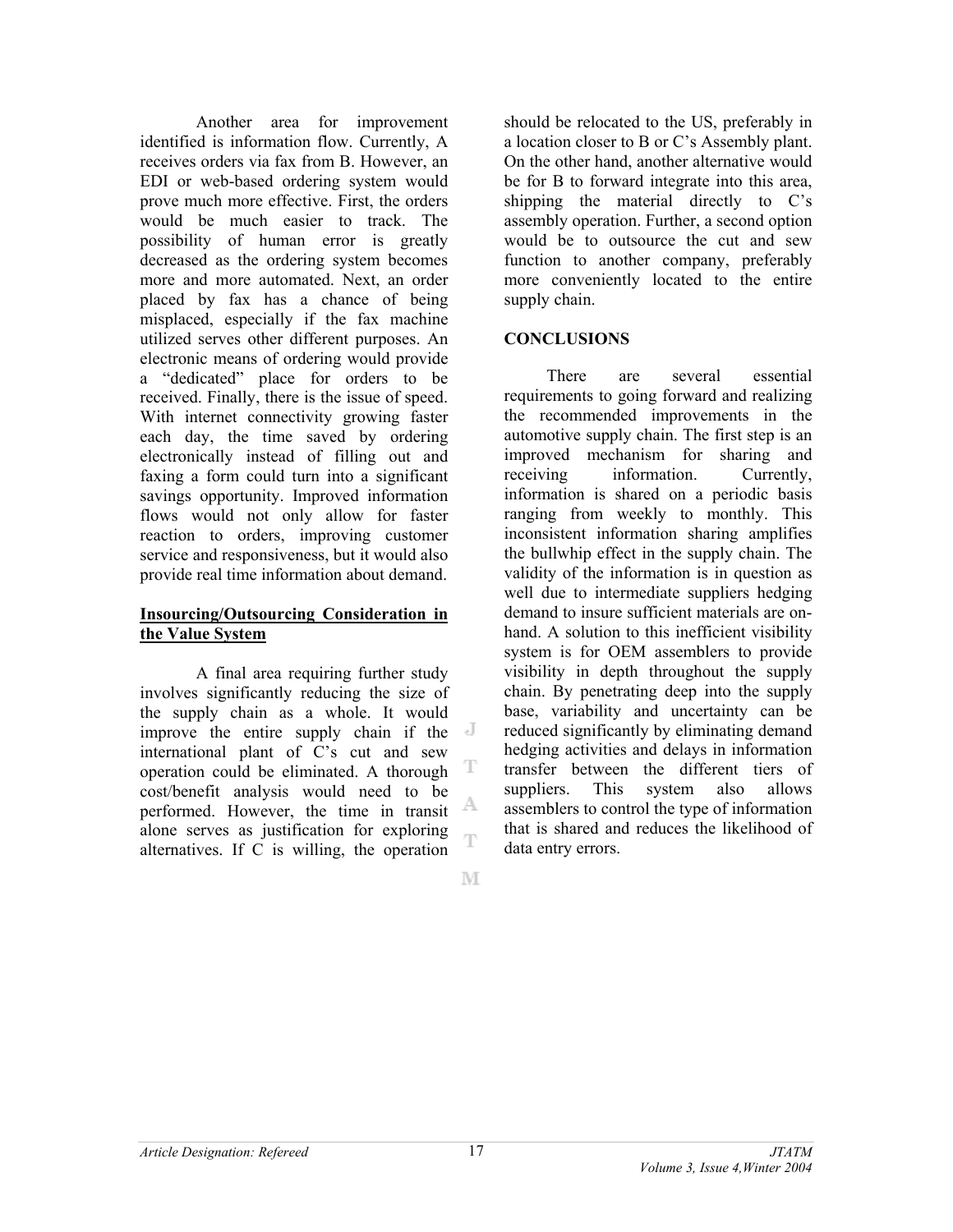Another area for improvement identified is information flow. Currently, A receives orders via fax from B. However, an EDI or web-based ordering system would prove much more effective. First, the orders would be much easier to track. The possibility of human error is greatly decreased as the ordering system becomes more and more automated. Next, an order placed by fax has a chance of being misplaced, especially if the fax machine utilized serves other different purposes. An electronic means of ordering would provide a "dedicated" place for orders to be received. Finally, there is the issue of speed. With internet connectivity growing faster each day, the time saved by ordering electronically instead of filling out and faxing a form could turn into a significant savings opportunity. Improved information flows would not only allow for faster reaction to orders, improving customer service and responsiveness, but it would also provide real time information about demand.

### Insourcing/Outsourcing Consideration in the Value System

A final area requiring further study involves significantly reducing the size of the supply chain as a whole. It would improve the entire supply chain if the international plant of C's cut and sew operation could be eliminated. A thorough cost/benefit analysis would need to be performed. However, the time in transit alone serves as justification for exploring alternatives. If C is willing, the operation should be relocated to the US, preferably in a location closer to B or C's Assembly plant. On the other hand, another alternative would be for B to forward integrate into this area, shipping the material directly to C's assembly operation. Further, a second option would be to outsource the cut and sew function to another company, preferably more conveniently located to the entire supply chain.

## CONCLUSIONS

There are several essential requirements to going forward and realizing the recommended improvements in the automotive supply chain. The first step is an improved mechanism for sharing and receiving information. Currently, information is shared on a periodic basis ranging from weekly to monthly. This inconsistent information sharing amplifies the bullwhip effect in the supply chain. The validity of the information is in question as well due to intermediate suppliers hedging demand to insure sufficient materials are on-hand. A solution to this inefficient visibility system is for OEM assemblers to provide visibility in depth throughout the supply chain. By penetrating deep into the supply base, variability and uncertainty can be reduced significantly by eliminating demand hedging activities and delays in information transfer between the different tiers of suppliers. This system also allows assemblers to control the type of information that is shared and reduces the likelihood of data entry errors.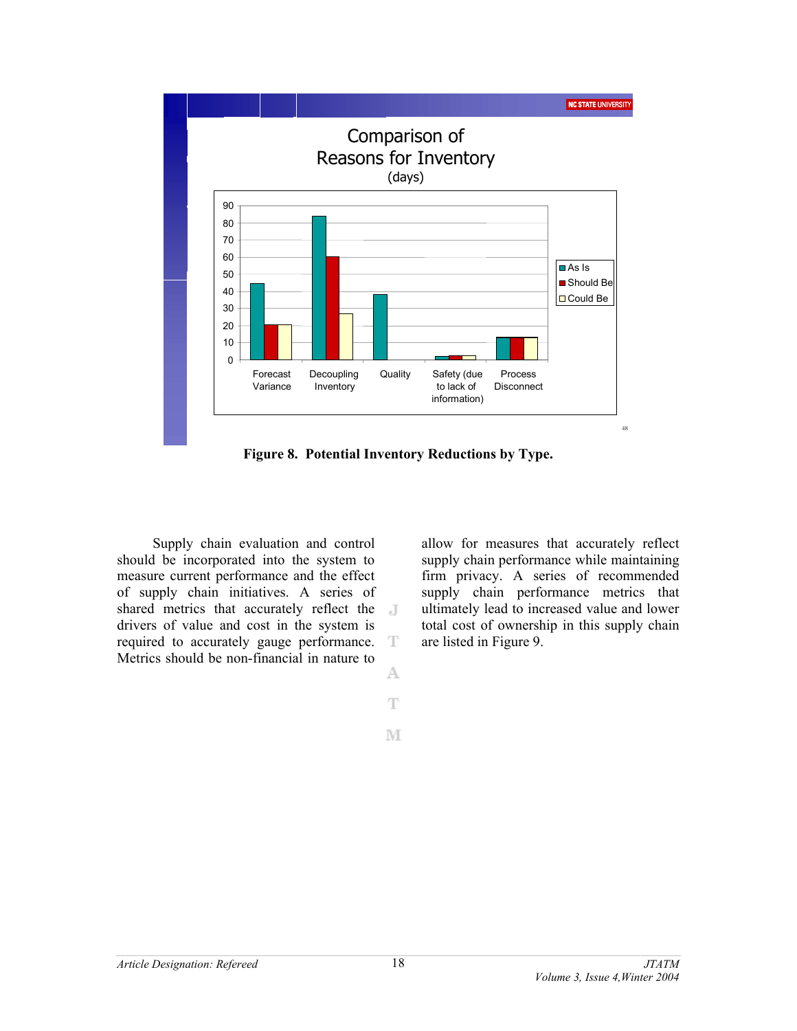**Figure 8. Potential Inventory Reductions by Type.**

Supply chain evaluation and control should be incorporated into the system to measure current performance and the effect of supply chain initiatives. A series of shared metrics that accurately reflect the drivers of value and cost in the system is required to accurately gauge performance. Metrics should be non-financial in nature to allow for measures that accurately reflect supply chain performance while maintaining firm privacy. A series of recommended supply chain performance metrics that ultimately lead to increased value and lower total cost of ownership in this supply chain are listed in Figure 9.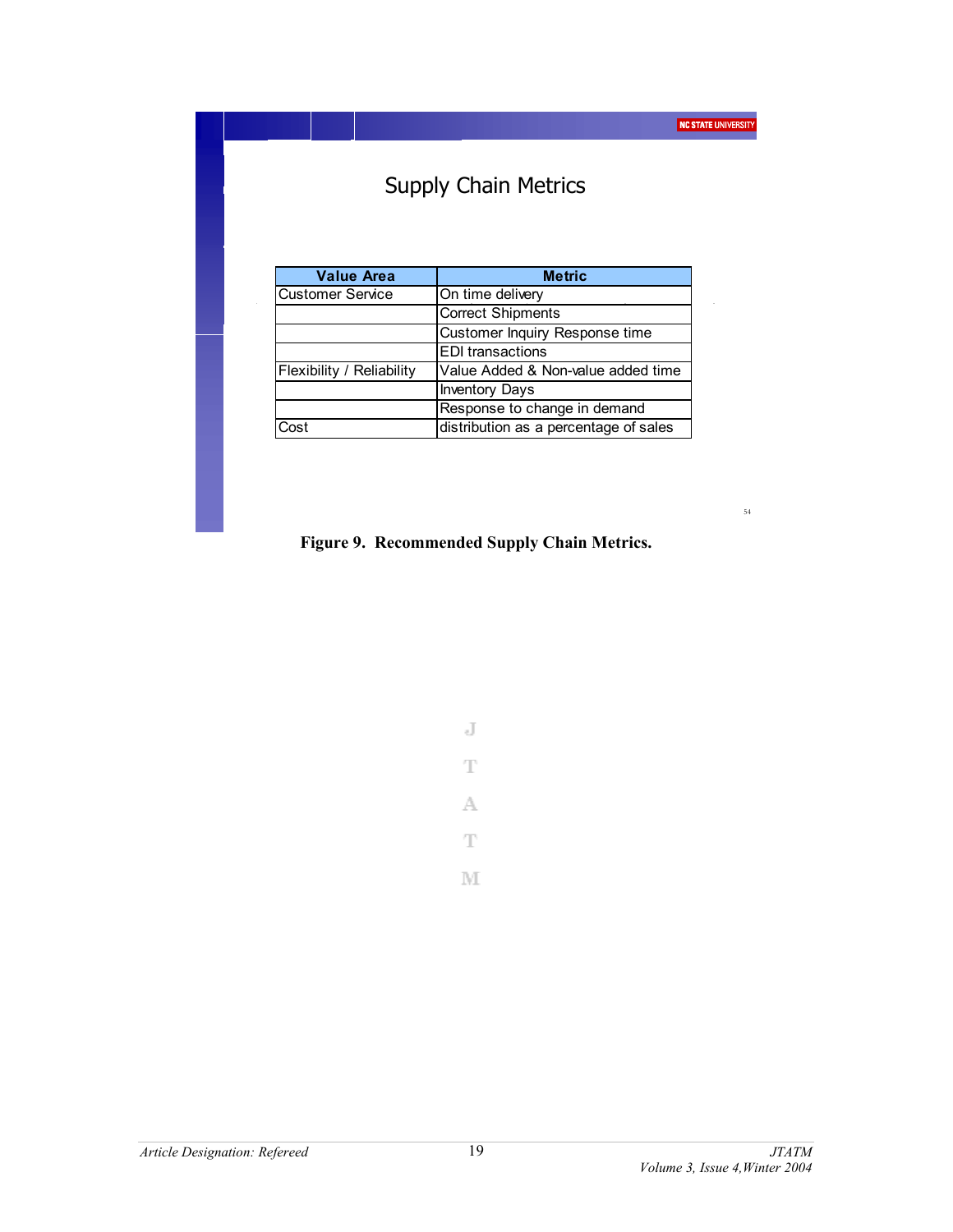Supply Chain Metrics

| Value Area | Metric |
|---|---|
| Customer Service | On time delivery |
| | Correct Shipments |
| | Customer Inquiry Response time |
| | EDI transactions |
| Flexibility / Reliability | Value Added & Non-value added time |
| | Inventory Days |
| | Response to change in demand |
| Cost | distribution as a percentage of sales |

**Figure 9. Recommended Supply Chain Metrics.**